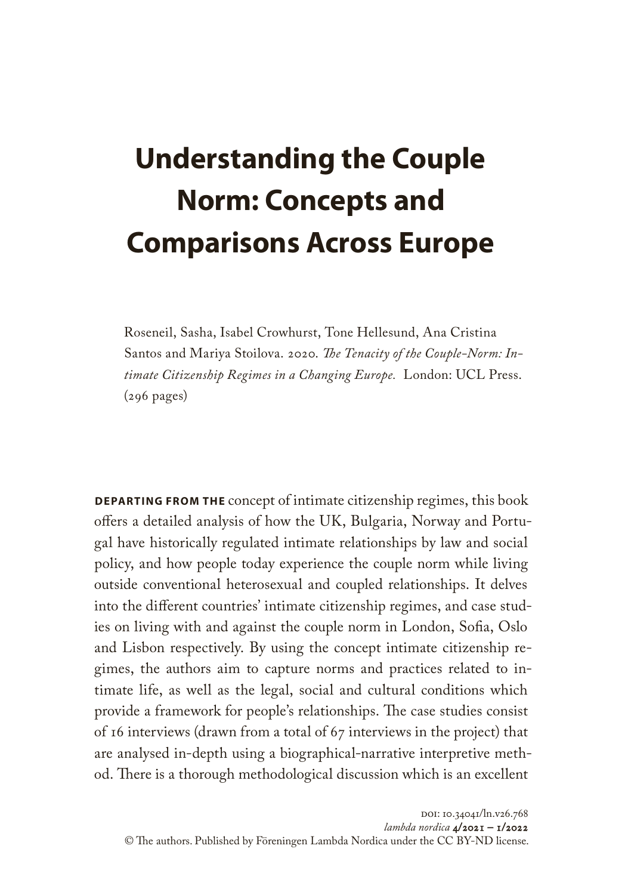# Understanding the Couple Norm: Concepts and Comparisons Across Europe

Roseneil, Sasha, Isabel Crowhurst, Tone Hellesund, Ana Cristina Santos and Mariya Stoilova. 2020. *The Tenacity of the Couple-Norm: Intimate Citizenship Regimes in a Changing Europe.* London: UCL Press. (296 pages)

**DEPARTING FROM THE** concept of intimate citizenship regimes, this book offers a detailed analysis of how the UK, Bulgaria, Norway and Portugal have historically regulated intimate relationships by law and social policy, and how people today experience the couple norm while living outside conventional heterosexual and coupled relationships. It delves into the different countries' intimate citizenship regimes, and case studies on living with and against the couple norm in London, Sofia, Oslo and Lisbon respectively. By using the concept intimate citizenship regimes, the authors aim to capture norms and practices related to intimate life, as well as the legal, social and cultural conditions which provide a framework for people's relationships. The case studies consist of 16 interviews (drawn from a total of 67 interviews in the project) that are analysed in-depth using a biographical-narrative interpretive method. There is a thorough methodological discussion which is an excellent

DOI: 10.34041/ln.v26.768

*lambda nordica* **4/2021 – 1/2022**

© The authors. Published by Föreningen Lambda Nordica under the CC BY-ND license.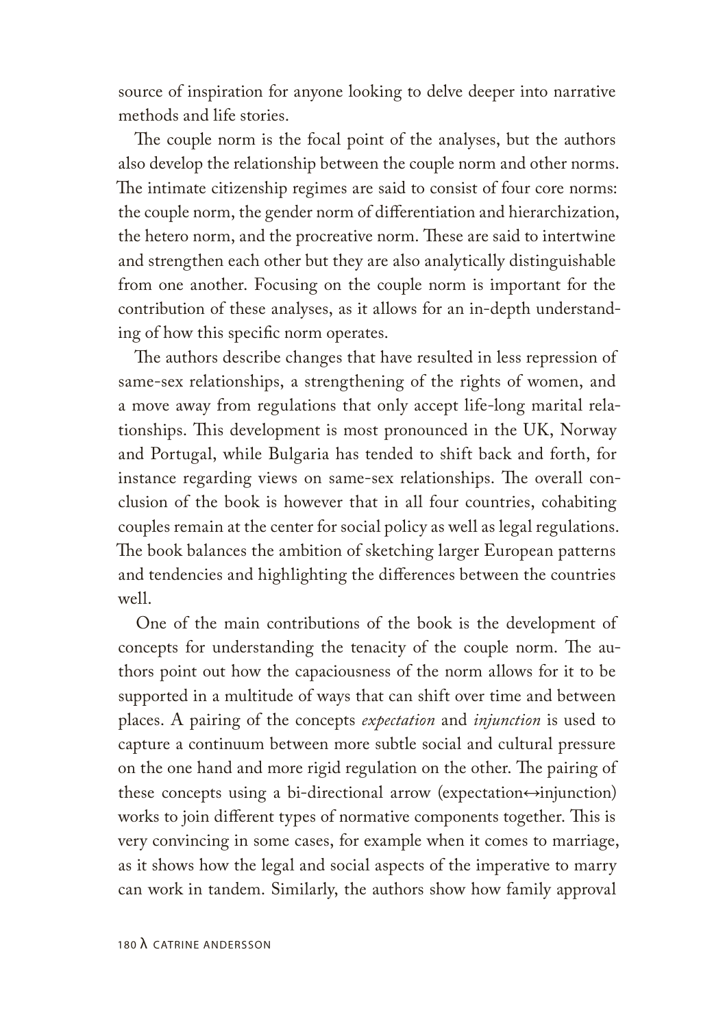source of inspiration for anyone looking to delve deeper into narrative methods and life stories.

The couple norm is the focal point of the analyses, but the authors also develop the relationship between the couple norm and other norms. The intimate citizenship regimes are said to consist of four core norms: the couple norm, the gender norm of differentiation and hierarchization, the hetero norm, and the procreative norm. These are said to intertwine and strengthen each other but they are also analytically distinguishable from one another. Focusing on the couple norm is important for the contribution of these analyses, as it allows for an in-depth understanding of how this specific norm operates.

The authors describe changes that have resulted in less repression of same-sex relationships, a strengthening of the rights of women, and a move away from regulations that only accept life-long marital relationships. This development is most pronounced in the UK, Norway and Portugal, while Bulgaria has tended to shift back and forth, for instance regarding views on same-sex relationships. The overall conclusion of the book is however that in all four countries, cohabiting couples remain at the center for social policy as well as legal regulations. The book balances the ambition of sketching larger European patterns and tendencies and highlighting the differences between the countries well.

One of the main contributions of the book is the development of concepts for understanding the tenacity of the couple norm. The authors point out how the capaciousness of the norm allows for it to be supported in a multitude of ways that can shift over time and between places. A pairing of the concepts *expectation* and *injunction* is used to capture a continuum between more subtle social and cultural pressure on the one hand and more rigid regulation on the other. The pairing of these concepts using a bi-directional arrow (expectation↔injunction) works to join different types of normative components together. This is very convincing in some cases, for example when it comes to marriage, as it shows how the legal and social aspects of the imperative to marry can work in tandem. Similarly, the authors show how family approval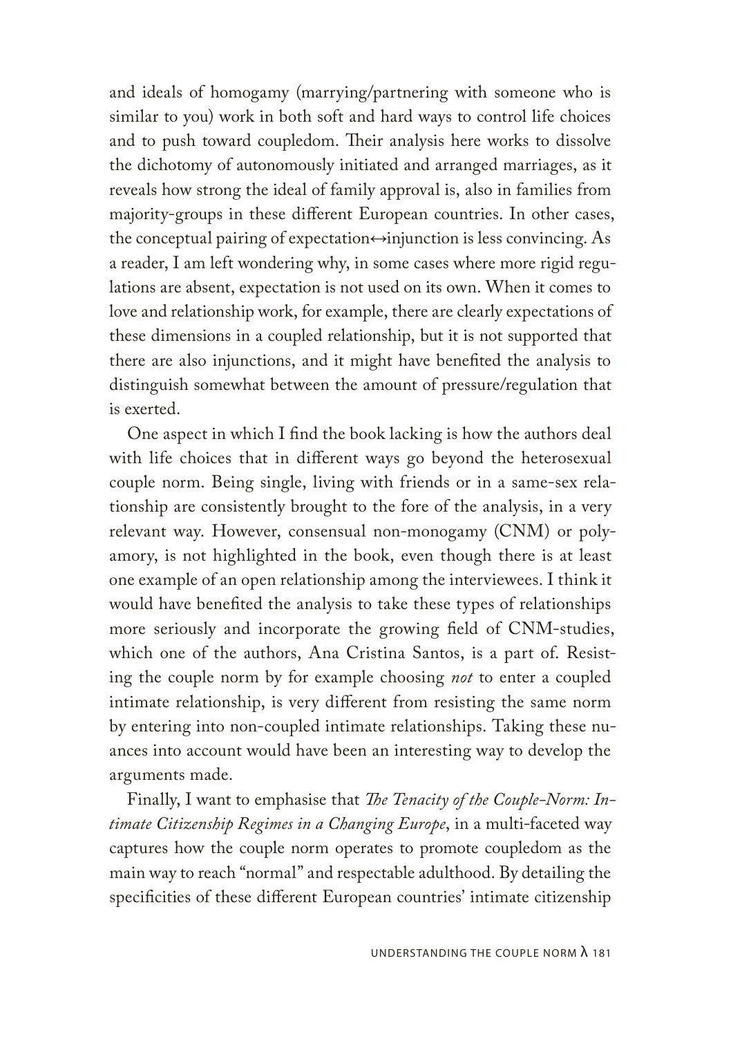and ideals of homogamy (marrying/partnering with someone who is similar to you) work in both soft and hard ways to control life choices and to push toward coupledom. Their analysis here works to dissolve the dichotomy of autonomously initiated and arranged marriages, as it reveals how strong the ideal of family approval is, also in families from majority-groups in these different European countries. In other cases, the conceptual pairing of expectation↔injunction is less convincing. As a reader, I am left wondering why, in some cases where more rigid regulations are absent, expectation is not used on its own. When it comes to love and relationship work, for example, there are clearly expectations of these dimensions in a coupled relationship, but it is not supported that there are also injunctions, and it might have benefited the analysis to distinguish somewhat between the amount of pressure/regulation that is exerted.

One aspect in which I find the book lacking is how the authors deal with life choices that in different ways go beyond the heterosexual couple norm. Being single, living with friends or in a same-sex relationship are consistently brought to the fore of the analysis, in a very relevant way. However, consensual non-monogamy (CNM) or polyamory, is not highlighted in the book, even though there is at least one example of an open relationship among the interviewees. I think it would have benefited the analysis to take these types of relationships more seriously and incorporate the growing field of CNM-studies, which one of the authors, Ana Cristina Santos, is a part of. Resisting the couple norm by for example choosing *not* to enter a coupled intimate relationship, is very different from resisting the same norm by entering into non-coupled intimate relationships. Taking these nuances into account would have been an interesting way to develop the arguments made.

Finally, I want to emphasise that *The Tenacity of the Couple-Norm: Intimate Citizenship Regimes in a Changing Europe*, in a multi-faceted way captures how the couple norm operates to promote coupledom as the main way to reach "normal" and respectable adulthood. By detailing the specificities of these different European countries' intimate citizenship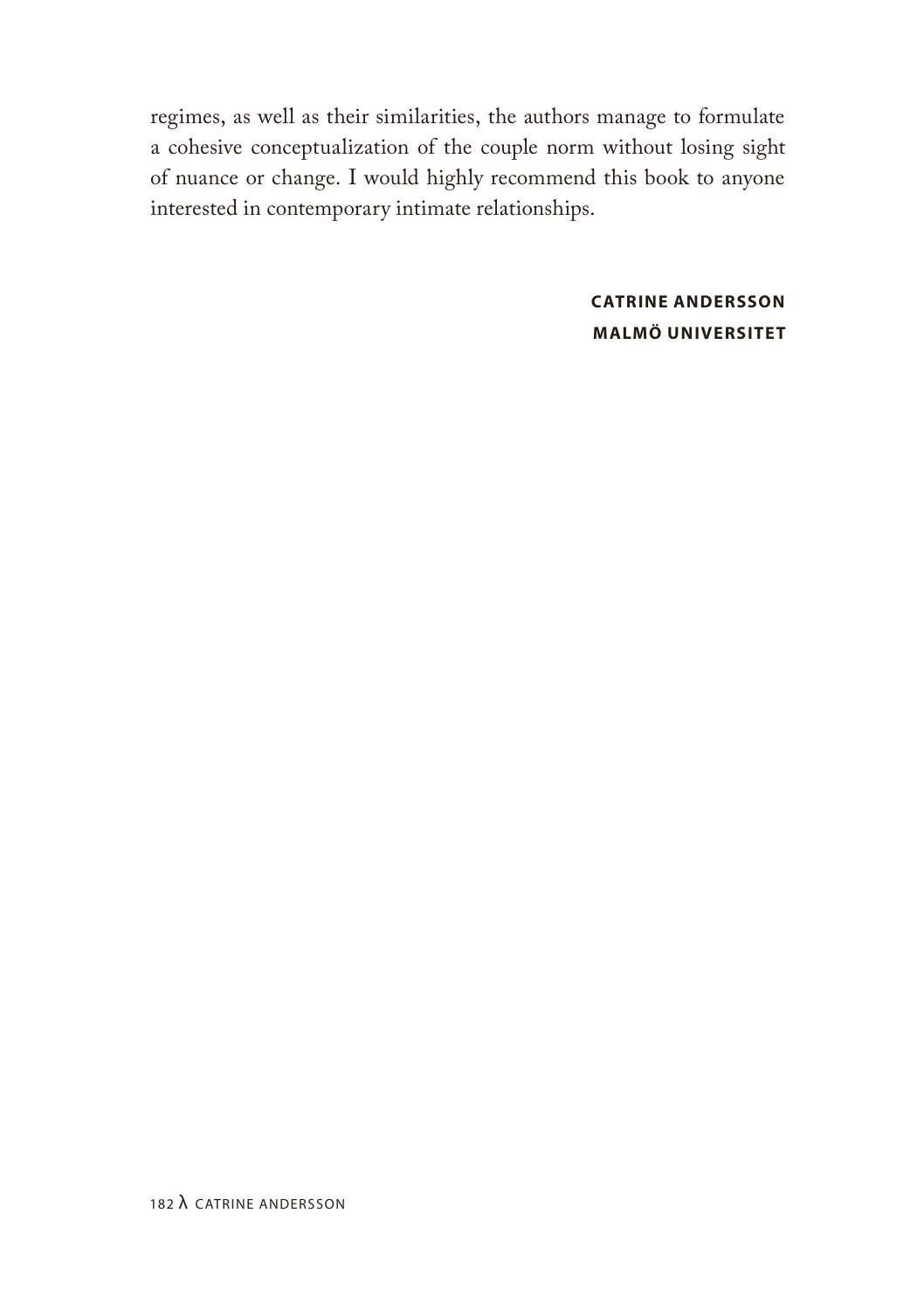regimes, as well as their similarities, the authors manage to formulate a cohesive conceptualization of the couple norm without losing sight of nuance or change. I would highly recommend this book to anyone interested in contemporary intimate relationships.

**CATRINE ANDERSSON**
**MALMÖ UNIVERSITET**